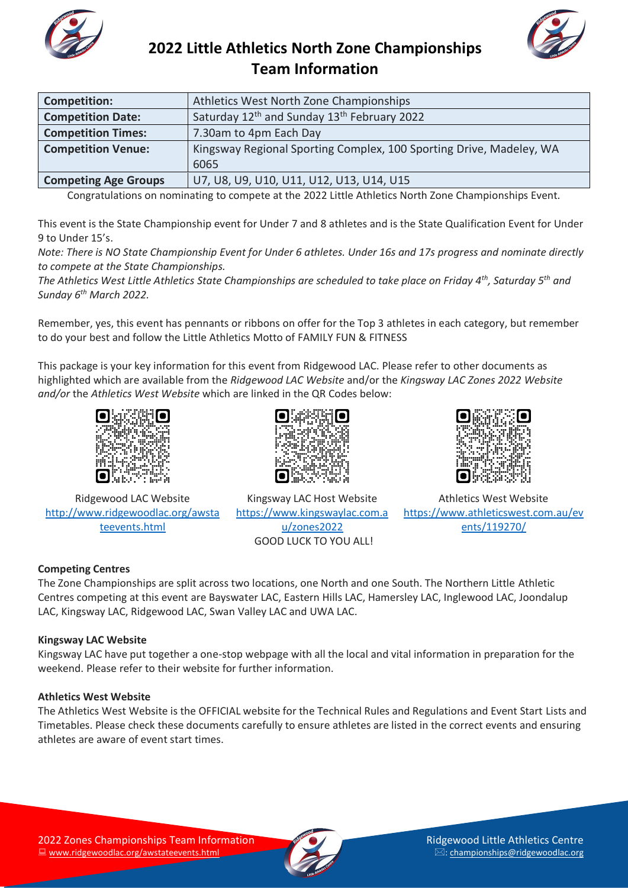# 2022 Little Athletics North Zone Championships Team Information

| Competition: | Athletics West North Zone Championships |
|---|---|
| Competition Date: | Saturday 12th and Sunday 13th February 2022 |
| Competition Times: | 7.30am to 4pm Each Day |
| Competition Venue: | Kingsway Regional Sporting Complex, 100 Sporting Drive, Madeley, WA 6065 |
| Competing Age Groups | U7, U8, U9, U10, U11, U12, U13, U14, U15 |

Congratulations on nominating to compete at the 2022 Little Athletics North Zone Championships Event.

This event is the State Championship event for Under 7 and 8 athletes and is the State Qualification Event for Under 9 to Under 15's.

*Note: There is NO State Championship Event for Under 6 athletes. Under 16s and 17s progress and nominate directly to compete at the State Championships.*

*The Athletics West Little Athletics State Championships are scheduled to take place on Friday 4th, Saturday 5th and Sunday 6th March 2022.*

Remember, yes, this event has pennants or ribbons on offer for the Top 3 athletes in each category, but remember to do your best and follow the Little Athletics Motto of FAMILY FUN & FITNESS

This package is your key information for this event from Ridgewood LAC. Please refer to other documents as highlighted which are available from the *Ridgewood LAC Website* and/or the *Kingsway LAC Zones 2022 Website and/or* the *Athletics West Website* which are linked in the QR Codes below:

Ridgewood LAC Website
http://www.ridgewoodlac.org/awstateevents.html

Kingsway LAC Host Website
https://www.kingswaylac.com.au/zones2022

Athletics West Website
https://www.athleticswest.com.au/events/119270/

GOOD LUCK TO YOU ALL!

### Competing Centres

The Zone Championships are split across two locations, one North and one South. The Northern Little Athletic Centres competing at this event are Bayswater LAC, Eastern Hills LAC, Hamersley LAC, Inglewood LAC, Joondalup LAC, Kingsway LAC, Ridgewood LAC, Swan Valley LAC and UWA LAC.

### Kingsway LAC Website

Kingsway LAC have put together a one-stop webpage with all the local and vital information in preparation for the weekend. Please refer to their website for further information.

### Athletics West Website

The Athletics West Website is the OFFICIAL website for the Technical Rules and Regulations and Event Start Lists and Timetables. Please check these documents carefully to ensure athletes are listed in the correct events and ensuring athletes are aware of event start times.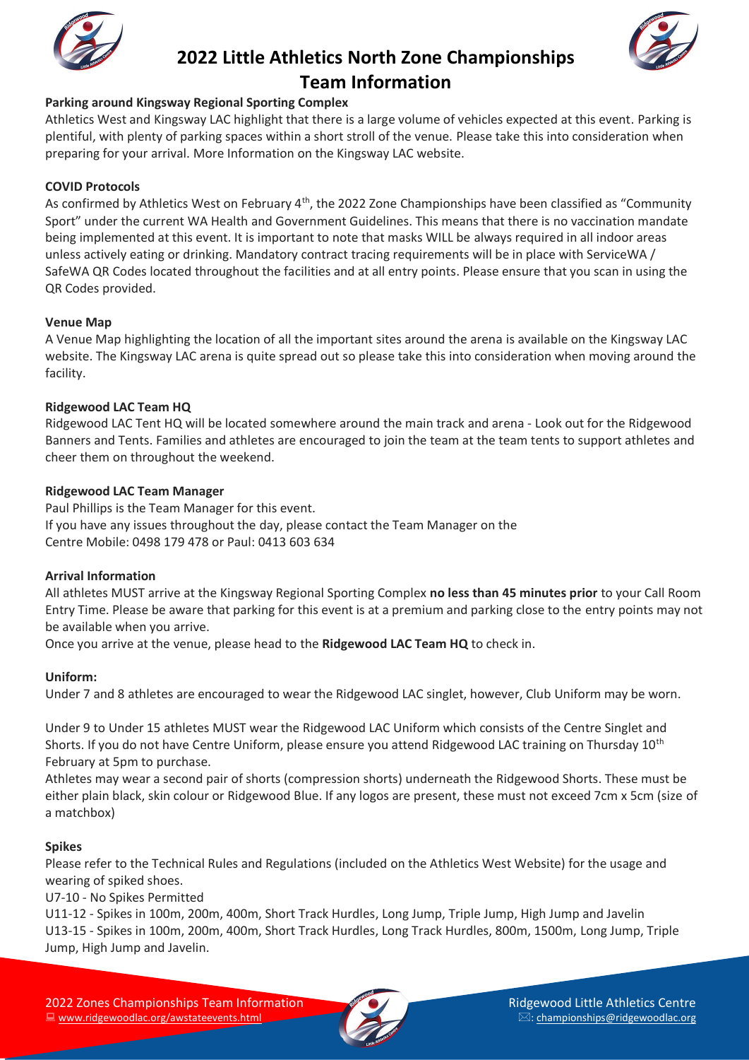# 2022 Little Athletics North Zone Championships

# Team Information

**Parking around Kingsway Regional Sporting Complex**

Athletics West and Kingsway LAC highlight that there is a large volume of vehicles expected at this event. Parking is plentiful, with plenty of parking spaces within a short stroll of the venue. Please take this into consideration when preparing for your arrival. More Information on the Kingsway LAC website.

**COVID Protocols**

As confirmed by Athletics West on February 4th, the 2022 Zone Championships have been classified as "Community Sport" under the current WA Health and Government Guidelines. This means that there is no vaccination mandate being implemented at this event. It is important to note that masks WILL be always required in all indoor areas unless actively eating or drinking. Mandatory contract tracing requirements will be in place with ServiceWA / SafeWA QR Codes located throughout the facilities and at all entry points. Please ensure that you scan in using the QR Codes provided.

**Venue Map**

A Venue Map highlighting the location of all the important sites around the arena is available on the Kingsway LAC website. The Kingsway LAC arena is quite spread out so please take this into consideration when moving around the facility.

**Ridgewood LAC Team HQ**

Ridgewood LAC Tent HQ will be located somewhere around the main track and arena - Look out for the Ridgewood Banners and Tents. Families and athletes are encouraged to join the team at the team tents to support athletes and cheer them on throughout the weekend.

**Ridgewood LAC Team Manager**

Paul Phillips is the Team Manager for this event.
If you have any issues throughout the day, please contact the Team Manager on the
Centre Mobile: 0498 179 478 or Paul: 0413 603 634

**Arrival Information**

All athletes MUST arrive at the Kingsway Regional Sporting Complex **no less than 45 minutes prior** to your Call Room Entry Time. Please be aware that parking for this event is at a premium and parking close to the entry points may not be available when you arrive.

Once you arrive at the venue, please head to the **Ridgewood LAC Team HQ** to check in.

**Uniform:**

Under 7 and 8 athletes are encouraged to wear the Ridgewood LAC singlet, however, Club Uniform may be worn.

Under 9 to Under 15 athletes MUST wear the Ridgewood LAC Uniform which consists of the Centre Singlet and Shorts. If you do not have Centre Uniform, please ensure you attend Ridgewood LAC training on Thursday 10th February at 5pm to purchase.

Athletes may wear a second pair of shorts (compression shorts) underneath the Ridgewood Shorts. These must be either plain black, skin colour or Ridgewood Blue. If any logos are present, these must not exceed 7cm x 5cm (size of a matchbox)

**Spikes**

Please refer to the Technical Rules and Regulations (included on the Athletics West Website) for the usage and wearing of spiked shoes.

U7-10 - No Spikes Permitted

U11-12 - Spikes in 100m, 200m, 400m, Short Track Hurdles, Long Jump, Triple Jump, High Jump and Javelin

U13-15 - Spikes in 100m, 200m, 400m, Short Track Hurdles, Long Track Hurdles, 800m, 1500m, Long Jump, Triple Jump, High Jump and Javelin.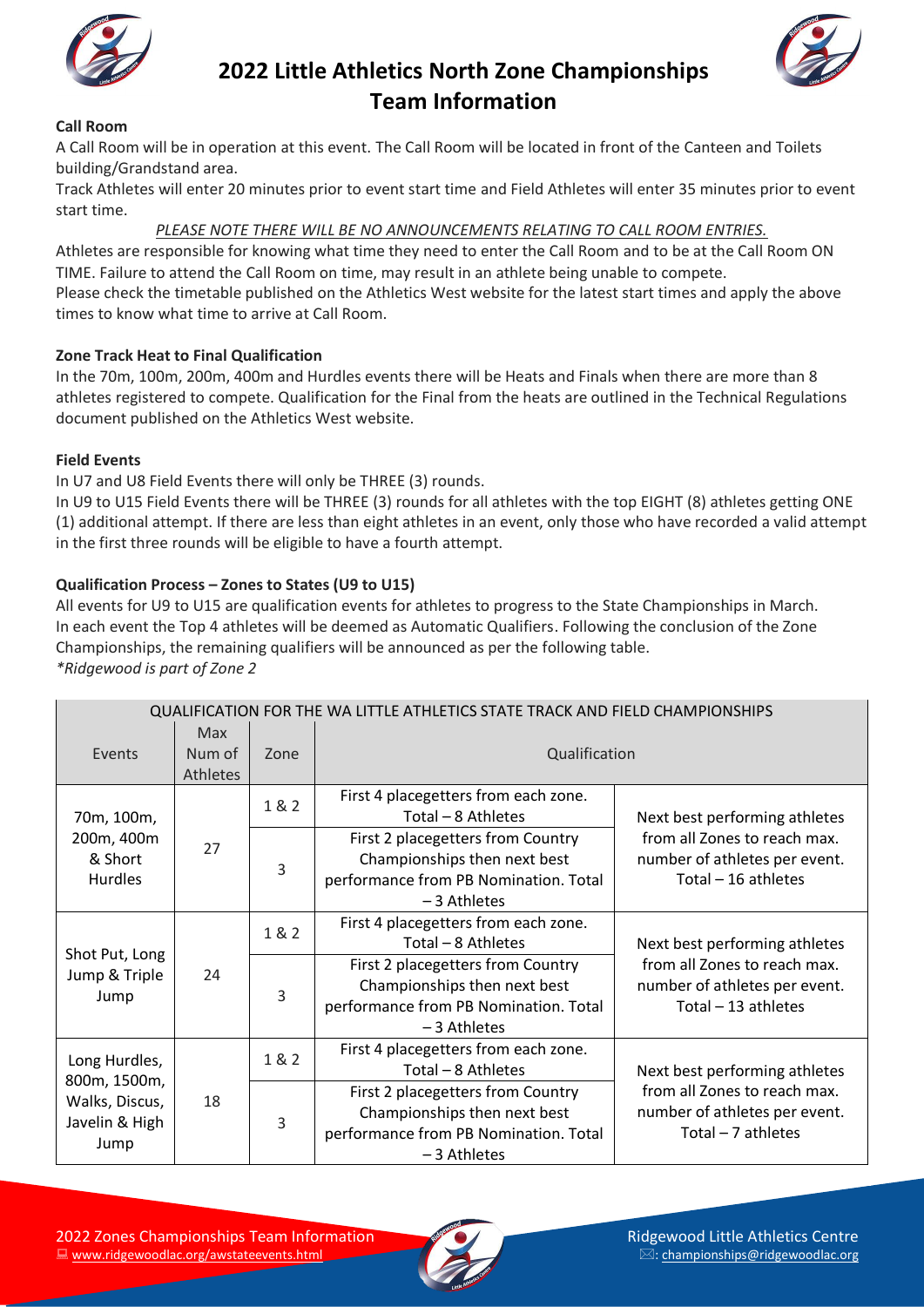# 2022 Little Athletics North Zone Championships Team Information

**Call Room**

A Call Room will be in operation at this event. The Call Room will be located in front of the Canteen and Toilets building/Grandstand area.

Track Athletes will enter 20 minutes prior to event start time and Field Athletes will enter 35 minutes prior to event start time.

*PLEASE NOTE THERE WILL BE NO ANNOUNCEMENTS RELATING TO CALL ROOM ENTRIES.*

Athletes are responsible for knowing what time they need to enter the Call Room and to be at the Call Room ON TIME. Failure to attend the Call Room on time, may result in an athlete being unable to compete.

Please check the timetable published on the Athletics West website for the latest start times and apply the above times to know what time to arrive at Call Room.

**Zone Track Heat to Final Qualification**

In the 70m, 100m, 200m, 400m and Hurdles events there will be Heats and Finals when there are more than 8 athletes registered to compete. Qualification for the Final from the heats are outlined in the Technical Regulations document published on the Athletics West website.

**Field Events**

In U7 and U8 Field Events there will only be THREE (3) rounds.

In U9 to U15 Field Events there will be THREE (3) rounds for all athletes with the top EIGHT (8) athletes getting ONE (1) additional attempt. If there are less than eight athletes in an event, only those who have recorded a valid attempt in the first three rounds will be eligible to have a fourth attempt.

**Qualification Process – Zones to States (U9 to U15)**

All events for U9 to U15 are qualification events for athletes to progress to the State Championships in March. In each event the Top 4 athletes will be deemed as Automatic Qualifiers. Following the conclusion of the Zone Championships, the remaining qualifiers will be announced as per the following table.

*\*Ridgewood is part of Zone 2*

| QUALIFICATION FOR THE WA LITTLE ATHLETICS STATE TRACK AND FIELD CHAMPIONSHIPS | | | | |
|---|---|---|---|---|
| Events | Max Num of Athletes | Zone | Qualification | |
| 70m, 100m, 200m, 400m & Short Hurdles | 27 | 1 & 2 | First 4 placegetters from each zone. Total – 8 Athletes | Next best performing athletes from all Zones to reach max. number of athletes per event. Total – 16 athletes |
| | | 3 | First 2 placegetters from Country Championships then next best performance from PB Nomination. Total – 3 Athletes | |
| Shot Put, Long Jump & Triple Jump | 24 | 1 & 2 | First 4 placegetters from each zone. Total – 8 Athletes | Next best performing athletes from all Zones to reach max. number of athletes per event. Total – 13 athletes |
| | | 3 | First 2 placegetters from Country Championships then next best performance from PB Nomination. Total – 3 Athletes | |
| Long Hurdles, 800m, 1500m, Walks, Discus, Javelin & High Jump | 18 | 1 & 2 | First 4 placegetters from each zone. Total – 8 Athletes | Next best performing athletes from all Zones to reach max. number of athletes per event. Total – 7 athletes |
| | | 3 | First 2 placegetters from Country Championships then next best performance from PB Nomination. Total – 3 Athletes | |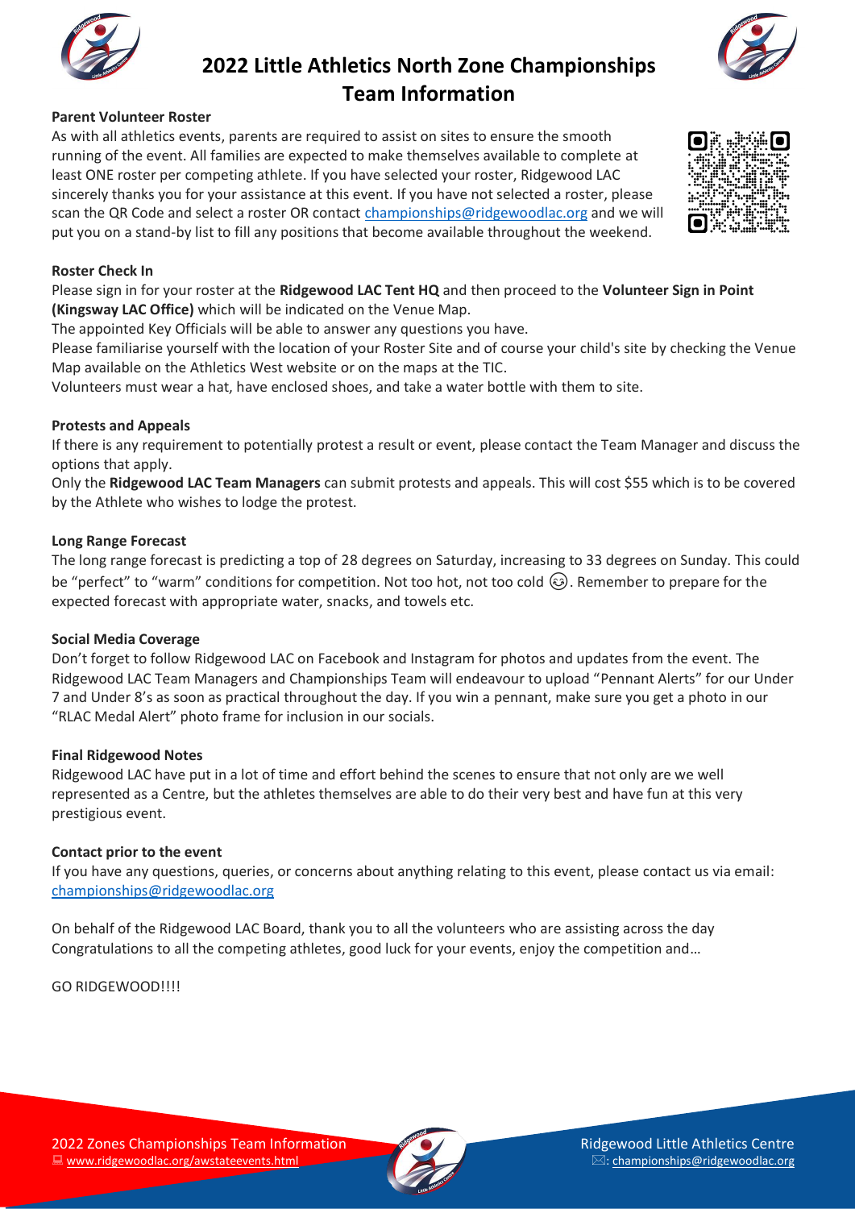# 2022 Little Athletics North Zone Championships Team Information

**Parent Volunteer Roster**

As with all athletics events, parents are required to assist on sites to ensure the smooth running of the event. All families are expected to make themselves available to complete at least ONE roster per competing athlete. If you have selected your roster, Ridgewood LAC sincerely thanks you for your assistance at this event. If you have not selected a roster, please scan the QR Code and select a roster OR contact championships@ridgewoodlac.org and we will put you on a stand-by list to fill any positions that become available throughout the weekend.

**Roster Check In**

Please sign in for your roster at the **Ridgewood LAC Tent HQ** and then proceed to the **Volunteer Sign in Point (Kingsway LAC Office)** which will be indicated on the Venue Map.

The appointed Key Officials will be able to answer any questions you have.

Please familiarise yourself with the location of your Roster Site and of course your child's site by checking the Venue Map available on the Athletics West website or on the maps at the TIC.

Volunteers must wear a hat, have enclosed shoes, and take a water bottle with them to site.

**Protests and Appeals**

If there is any requirement to potentially protest a result or event, please contact the Team Manager and discuss the options that apply.

Only the **Ridgewood LAC Team Managers** can submit protests and appeals. This will cost $55 which is to be covered by the Athlete who wishes to lodge the protest.

**Long Range Forecast**

The long range forecast is predicting a top of 28 degrees on Saturday, increasing to 33 degrees on Sunday. This could be "perfect" to "warm" conditions for competition. Not too hot, not too cold 😉. Remember to prepare for the expected forecast with appropriate water, snacks, and towels etc.

**Social Media Coverage**

Don't forget to follow Ridgewood LAC on Facebook and Instagram for photos and updates from the event. The Ridgewood LAC Team Managers and Championships Team will endeavour to upload "Pennant Alerts" for our Under 7 and Under 8's as soon as practical throughout the day. If you win a pennant, make sure you get a photo in our "RLAC Medal Alert" photo frame for inclusion in our socials.

**Final Ridgewood Notes**

Ridgewood LAC have put in a lot of time and effort behind the scenes to ensure that not only are we well represented as a Centre, but the athletes themselves are able to do their very best and have fun at this very prestigious event.

**Contact prior to the event**

If you have any questions, queries, or concerns about anything relating to this event, please contact us via email: championships@ridgewoodlac.org

On behalf of the Ridgewood LAC Board, thank you to all the volunteers who are assisting across the day

Congratulations to all the competing athletes, good luck for your events, enjoy the competition and…

GO RIDGEWOOD!!!!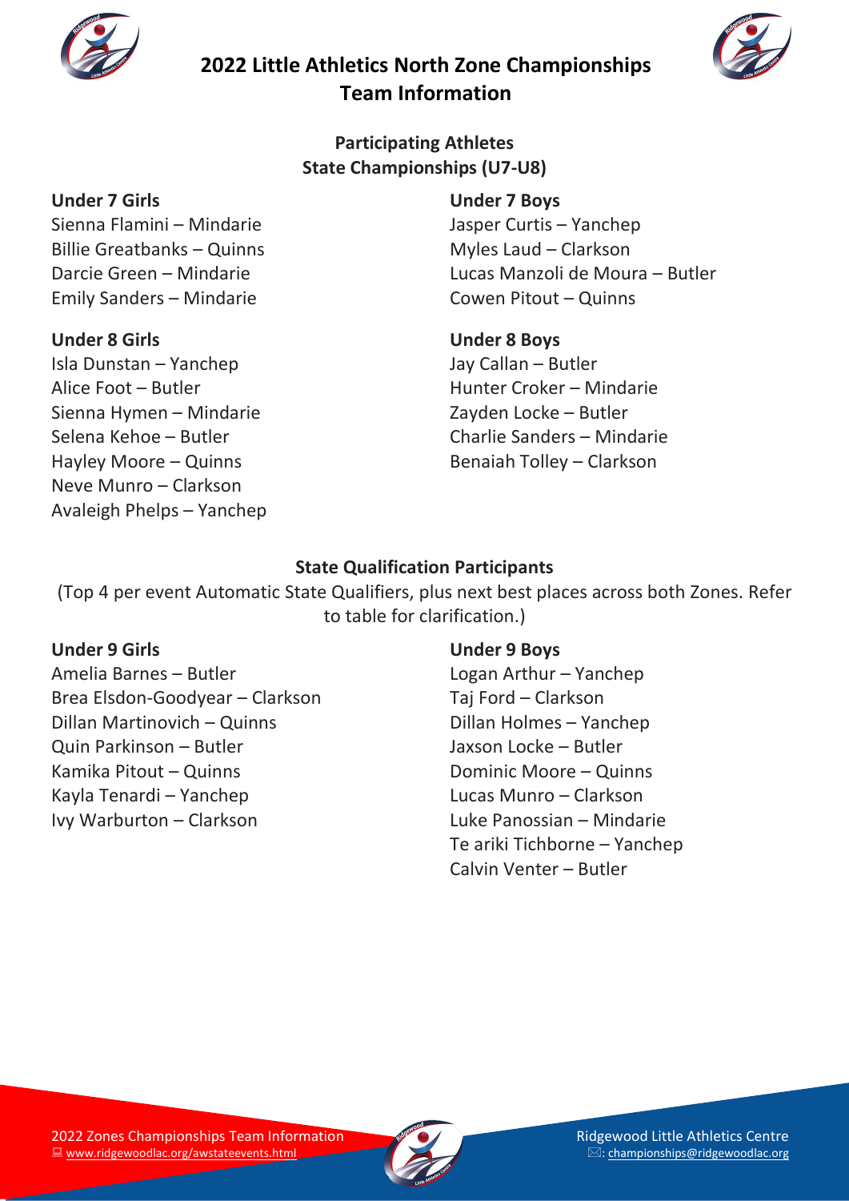# 2022 Little Athletics North Zone Championships Team Information

## Participating Athletes
## State Championships (U7-U8)

### Under 7 Girls
Sienna Flamini – Mindarie
Billie Greatbanks – Quinns
Darcie Green – Mindarie
Emily Sanders – Mindarie

### Under 7 Boys
Jasper Curtis – Yanchep
Myles Laud – Clarkson
Lucas Manzoli de Moura – Butler
Cowen Pitout – Quinns

### Under 8 Girls
Isla Dunstan – Yanchep
Alice Foot – Butler
Sienna Hymen – Mindarie
Selena Kehoe – Butler
Hayley Moore – Quinns
Neve Munro – Clarkson
Avaleigh Phelps – Yanchep

### Under 8 Boys
Jay Callan – Butler
Hunter Croker – Mindarie
Zayden Locke – Butler
Charlie Sanders – Mindarie
Benaiah Tolley – Clarkson

## State Qualification Participants

(Top 4 per event Automatic State Qualifiers, plus next best places across both Zones. Refer to table for clarification.)

### Under 9 Girls
Amelia Barnes – Butler
Brea Elsdon-Goodyear – Clarkson
Dillan Martinovich – Quinns
Quin Parkinson – Butler
Kamika Pitout – Quinns
Kayla Tenardi – Yanchep
Ivy Warburton – Clarkson

### Under 9 Boys
Logan Arthur – Yanchep
Taj Ford – Clarkson
Dillan Holmes – Yanchep
Jaxson Locke – Butler
Dominic Moore – Quinns
Lucas Munro – Clarkson
Luke Panossian – Mindarie
Te ariki Tichborne – Yanchep
Calvin Venter – Butler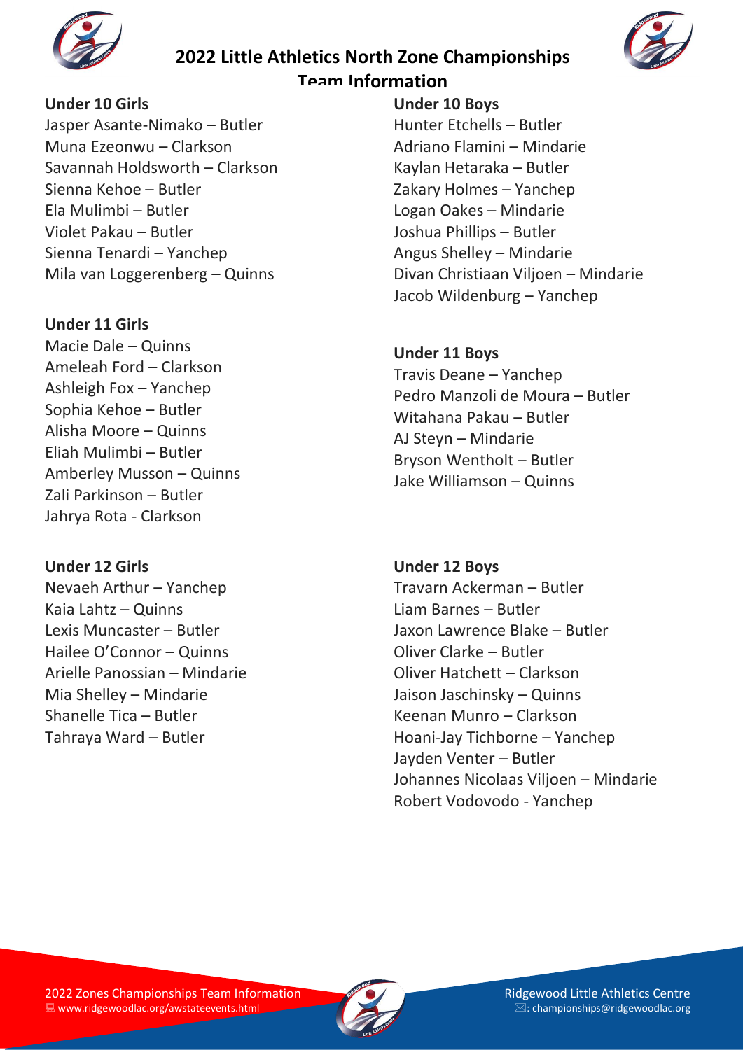# 2022 Little Athletics North Zone Championships

## Team Information

**Under 10 Girls**
Jasper Asante-Nimako – Butler
Muna Ezeonwu – Clarkson
Savannah Holdsworth – Clarkson
Sienna Kehoe – Butler
Ela Mulimbi – Butler
Violet Pakau – Butler
Sienna Tenardi – Yanchep
Mila van Loggerenberg – Quinns

**Under 10 Boys**
Hunter Etchells – Butler
Adriano Flamini – Mindarie
Kaylan Hetaraka – Butler
Zakary Holmes – Yanchep
Logan Oakes – Mindarie
Joshua Phillips – Butler
Angus Shelley – Mindarie
Divan Christiaan Viljoen – Mindarie
Jacob Wildenburg – Yanchep

**Under 11 Girls**
Macie Dale – Quinns
Ameleah Ford – Clarkson
Ashleigh Fox – Yanchep
Sophia Kehoe – Butler
Alisha Moore – Quinns
Eliah Mulimbi – Butler
Amberley Musson – Quinns
Zali Parkinson – Butler
Jahrya Rota - Clarkson

**Under 11 Boys**
Travis Deane – Yanchep
Pedro Manzoli de Moura – Butler
Witahana Pakau – Butler
AJ Steyn – Mindarie
Bryson Wentholt – Butler
Jake Williamson – Quinns

**Under 12 Girls**
Nevaeh Arthur – Yanchep
Kaia Lahtz – Quinns
Lexis Muncaster – Butler
Hailee O'Connor – Quinns
Arielle Panossian – Mindarie
Mia Shelley – Mindarie
Shanelle Tica – Butler
Tahraya Ward – Butler

**Under 12 Boys**
Travarn Ackerman – Butler
Liam Barnes – Butler
Jaxon Lawrence Blake – Butler
Oliver Clarke – Butler
Oliver Hatchett – Clarkson
Jaison Jaschinsky – Quinns
Keenan Munro – Clarkson
Hoani-Jay Tichborne – Yanchep
Jayden Venter – Butler
Johannes Nicolaas Viljoen – Mindarie
Robert Vodovodo - Yanchep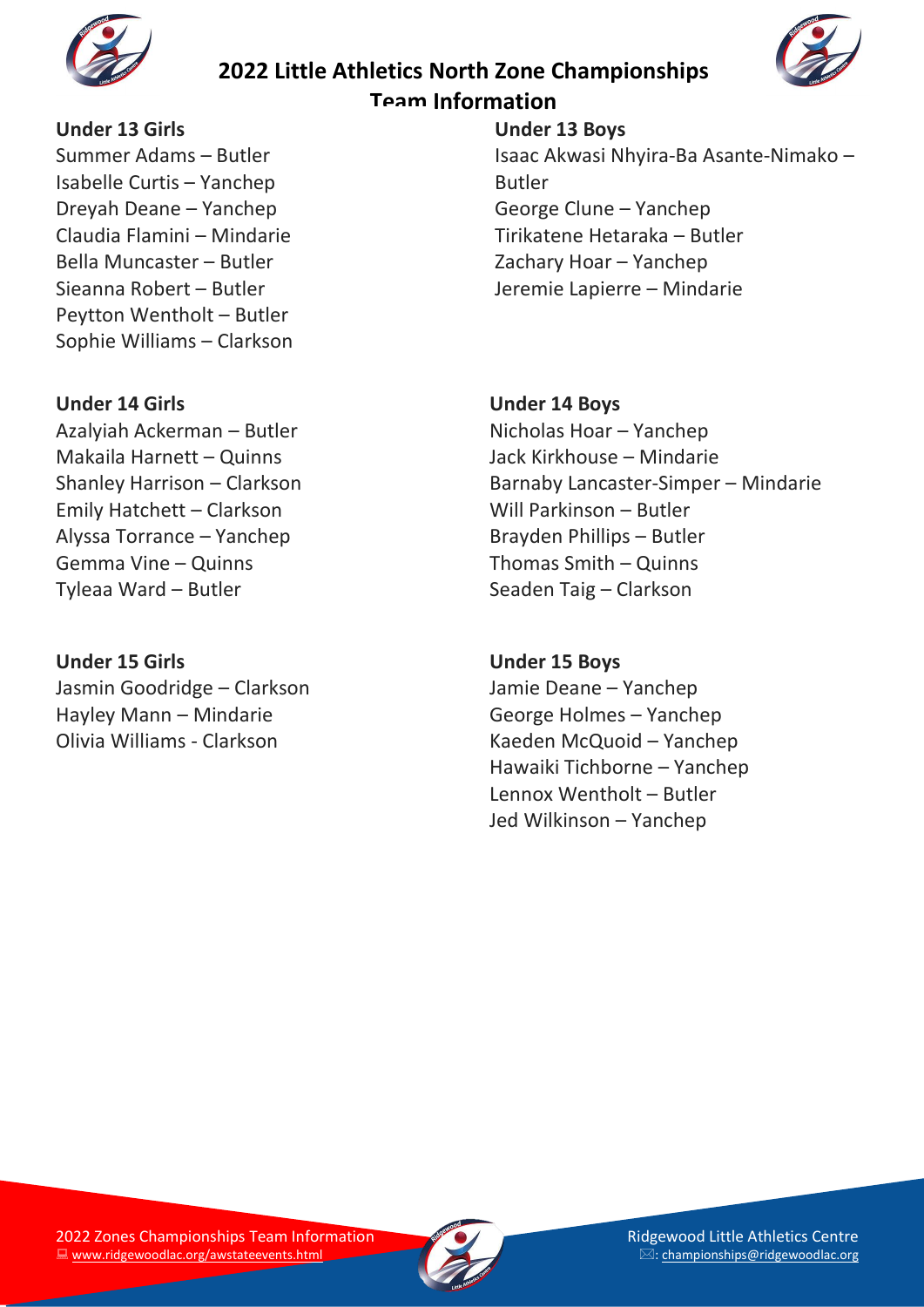# 2022 Little Athletics North Zone Championships Team Information

**Under 13 Girls**
Summer Adams – Butler
Isabelle Curtis – Yanchep
Dreyah Deane – Yanchep
Claudia Flamini – Mindarie
Bella Muncaster – Butler
Sieanna Robert – Butler
Peytton Wentholt – Butler
Sophie Williams – Clarkson

**Under 13 Boys**
Isaac Akwasi Nhyira-Ba Asante-Nimako – Butler
George Clune – Yanchep
Tirikatene Hetaraka – Butler
Zachary Hoar – Yanchep
Jeremie Lapierre – Mindarie

**Under 14 Girls**
Azalyiah Ackerman – Butler
Makaila Harnett – Quinns
Shanley Harrison – Clarkson
Emily Hatchett – Clarkson
Alyssa Torrance – Yanchep
Gemma Vine – Quinns
Tyleaa Ward – Butler

**Under 14 Boys**
Nicholas Hoar – Yanchep
Jack Kirkhouse – Mindarie
Barnaby Lancaster-Simper – Mindarie
Will Parkinson – Butler
Brayden Phillips – Butler
Thomas Smith – Quinns
Seaden Taig – Clarkson

**Under 15 Girls**
Jasmin Goodridge – Clarkson
Hayley Mann – Mindarie
Olivia Williams - Clarkson

**Under 15 Boys**
Jamie Deane – Yanchep
George Holmes – Yanchep
Kaeden McQuoid – Yanchep
Hawaiki Tichborne – Yanchep
Lennox Wentholt – Butler
Jed Wilkinson – Yanchep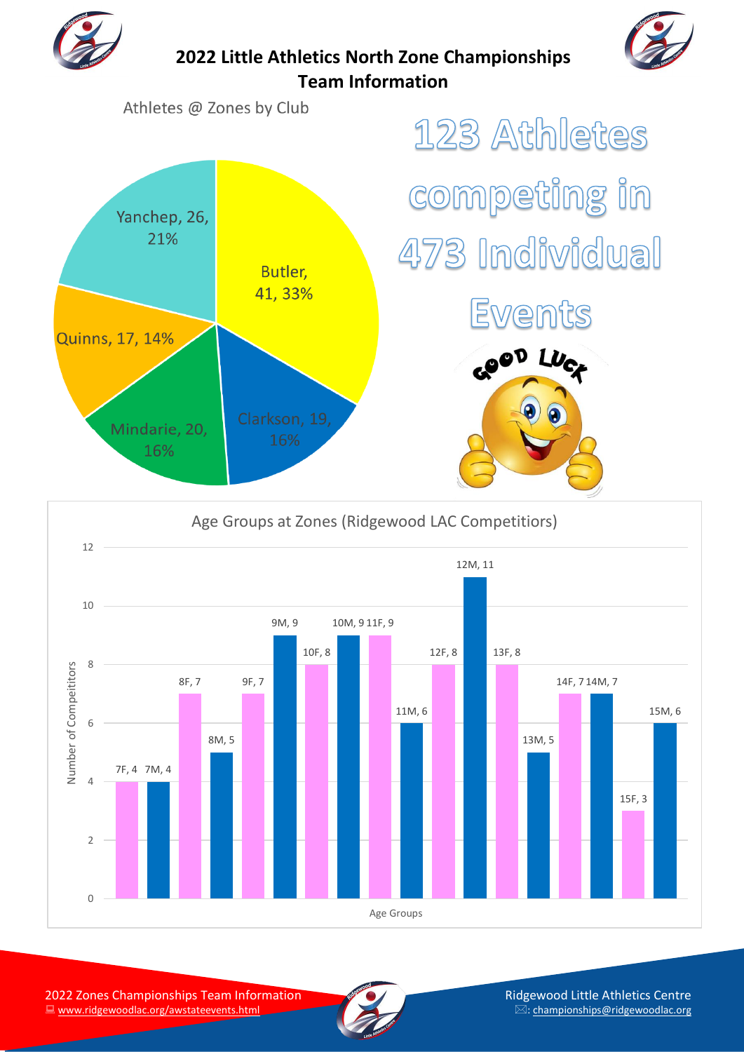# 2022 Little Athletics North Zone Championships
# Team Information

Athletes @ Zones by Club

Yanchep, 26, 21%
Butler, 41, 33%
Quinns, 17, 14%
Mindarie, 20, 16%
Clarkson, 19, 16%

123 Athletes competing in 473 Individual Events

GOOD LUCK

Age Groups at Zones (Ridgewood LAC Competitors)

Number of Competitors

Age Groups

0
2
4
6
8
10
12

7F, 4
7M, 4
8F, 7
8M, 5
9F, 7
9M, 9
10F, 8
10M, 9
11F, 9
11M, 6
12F, 8
12M, 11
13F, 8
13M, 5
14F, 7
14M, 7
15F, 3
15M, 6

2022 Zones Championships Team Information
www.ridgewoodlac.org/awstateevents.html

Ridgewood Little Athletics Centre
: championships@ridgewoodlac.org